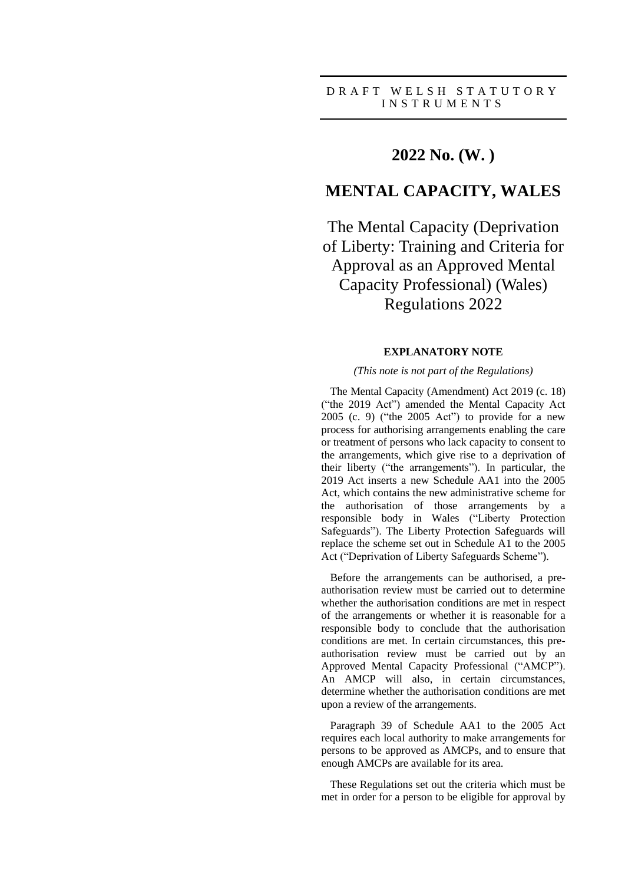DRAFT WELSH STATUTORY INSTRUMENTS

# 2022 No. (W. )

# MENTAL CAPACITY, WALES

## The Mental Capacity (Deprivation of Liberty: Training and Criteria for Approval as an Approved Mental Capacity Professional) (Wales) Regulations 2022

### EXPLANATORY NOTE

*(This note is not part of the Regulations)*

The Mental Capacity (Amendment) Act 2019 (c. 18) ("the 2019 Act") amended the Mental Capacity Act 2005 (c. 9) ("the 2005 Act") to provide for a new process for authorising arrangements enabling the care or treatment of persons who lack capacity to consent to the arrangements, which give rise to a deprivation of their liberty ("the arrangements"). In particular, the 2019 Act inserts a new Schedule AA1 into the 2005 Act, which contains the new administrative scheme for the authorisation of those arrangements by a responsible body in Wales ("Liberty Protection Safeguards"). The Liberty Protection Safeguards will replace the scheme set out in Schedule A1 to the 2005 Act ("Deprivation of Liberty Safeguards Scheme").

Before the arrangements can be authorised, a pre-authorisation review must be carried out to determine whether the authorisation conditions are met in respect of the arrangements or whether it is reasonable for a responsible body to conclude that the authorisation conditions are met. In certain circumstances, this pre-authorisation review must be carried out by an Approved Mental Capacity Professional ("AMCP"). An AMCP will also, in certain circumstances, determine whether the authorisation conditions are met upon a review of the arrangements.

Paragraph 39 of Schedule AA1 to the 2005 Act requires each local authority to make arrangements for persons to be approved as AMCPs, and to ensure that enough AMCPs are available for its area.

These Regulations set out the criteria which must be met in order for a person to be eligible for approval by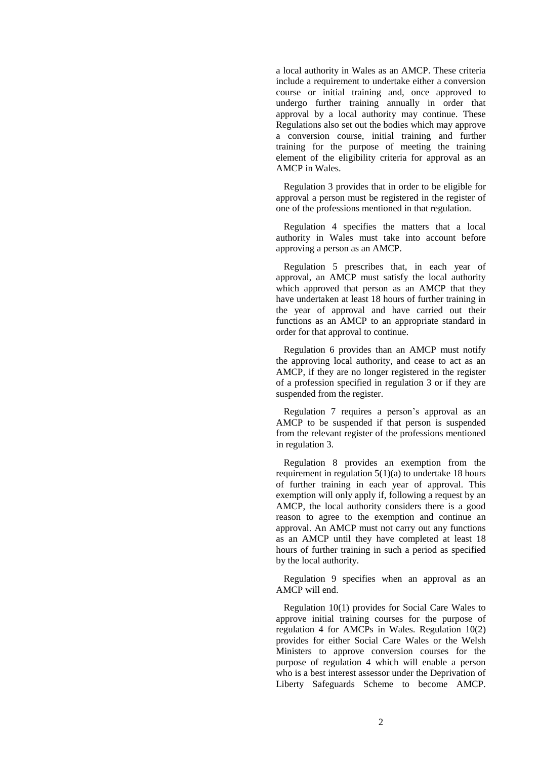a local authority in Wales as an AMCP. These criteria include a requirement to undertake either a conversion course or initial training and, once approved to undergo further training annually in order that approval by a local authority may continue. These Regulations also set out the bodies which may approve a conversion course, initial training and further training for the purpose of meeting the training element of the eligibility criteria for approval as an AMCP in Wales.

Regulation 3 provides that in order to be eligible for approval a person must be registered in the register of one of the professions mentioned in that regulation.

Regulation 4 specifies the matters that a local authority in Wales must take into account before approving a person as an AMCP.

Regulation 5 prescribes that, in each year of approval, an AMCP must satisfy the local authority which approved that person as an AMCP that they have undertaken at least 18 hours of further training in the year of approval and have carried out their functions as an AMCP to an appropriate standard in order for that approval to continue.

Regulation 6 provides than an AMCP must notify the approving local authority, and cease to act as an AMCP, if they are no longer registered in the register of a profession specified in regulation 3 or if they are suspended from the register.

Regulation 7 requires a person's approval as an AMCP to be suspended if that person is suspended from the relevant register of the professions mentioned in regulation 3.

Regulation 8 provides an exemption from the requirement in regulation 5(1)(a) to undertake 18 hours of further training in each year of approval. This exemption will only apply if, following a request by an AMCP, the local authority considers there is a good reason to agree to the exemption and continue an approval. An AMCP must not carry out any functions as an AMCP until they have completed at least 18 hours of further training in such a period as specified by the local authority.

Regulation 9 specifies when an approval as an AMCP will end.

Regulation 10(1) provides for Social Care Wales to approve initial training courses for the purpose of regulation 4 for AMCPs in Wales. Regulation 10(2) provides for either Social Care Wales or the Welsh Ministers to approve conversion courses for the purpose of regulation 4 which will enable a person who is a best interest assessor under the Deprivation of Liberty Safeguards Scheme to become AMCP.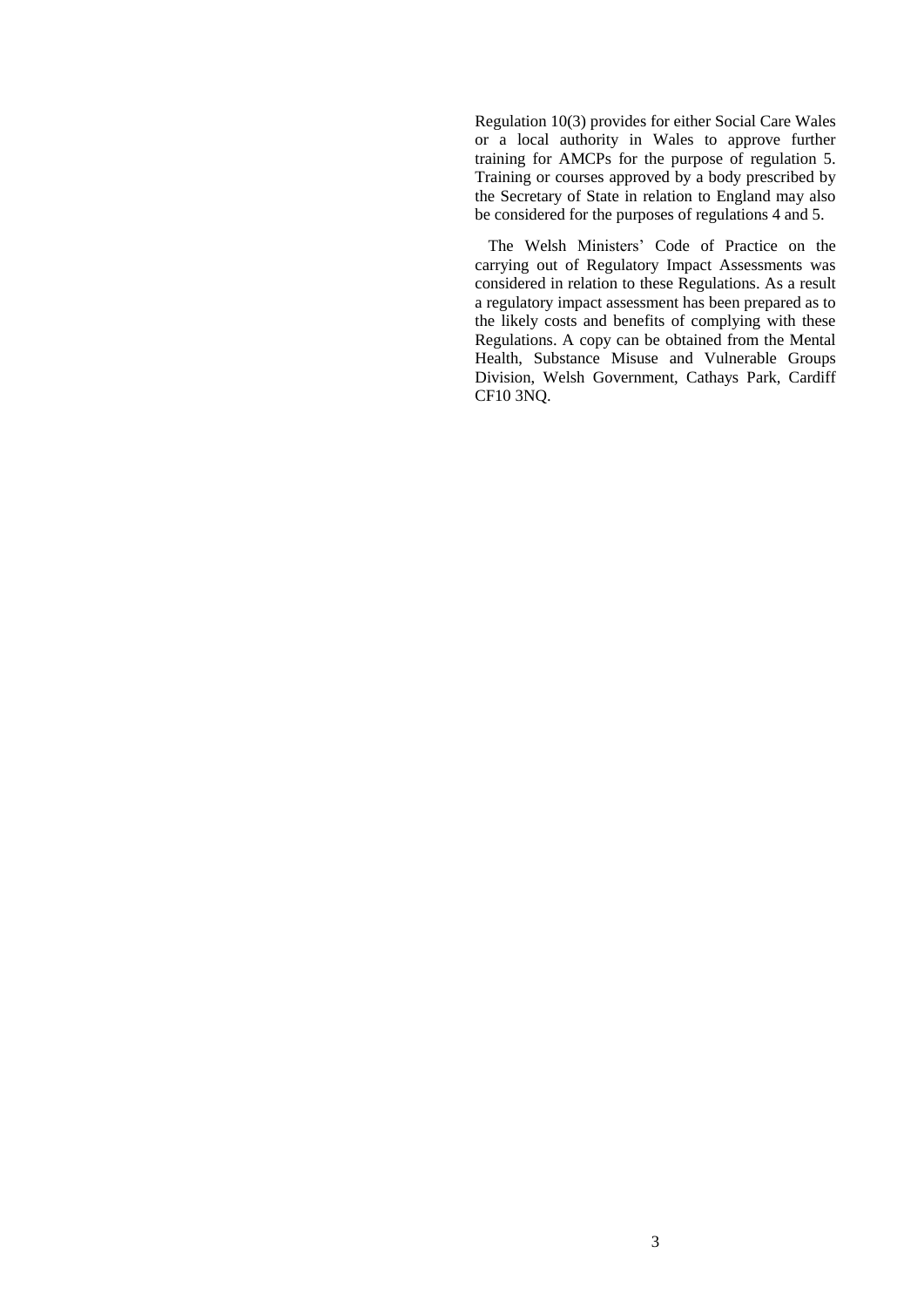Regulation 10(3) provides for either Social Care Wales or a local authority in Wales to approve further training for AMCPs for the purpose of regulation 5. Training or courses approved by a body prescribed by the Secretary of State in relation to England may also be considered for the purposes of regulations 4 and 5.

The Welsh Ministers' Code of Practice on the carrying out of Regulatory Impact Assessments was considered in relation to these Regulations. As a result a regulatory impact assessment has been prepared as to the likely costs and benefits of complying with these Regulations. A copy can be obtained from the Mental Health, Substance Misuse and Vulnerable Groups Division, Welsh Government, Cathays Park, Cardiff CF10 3NQ.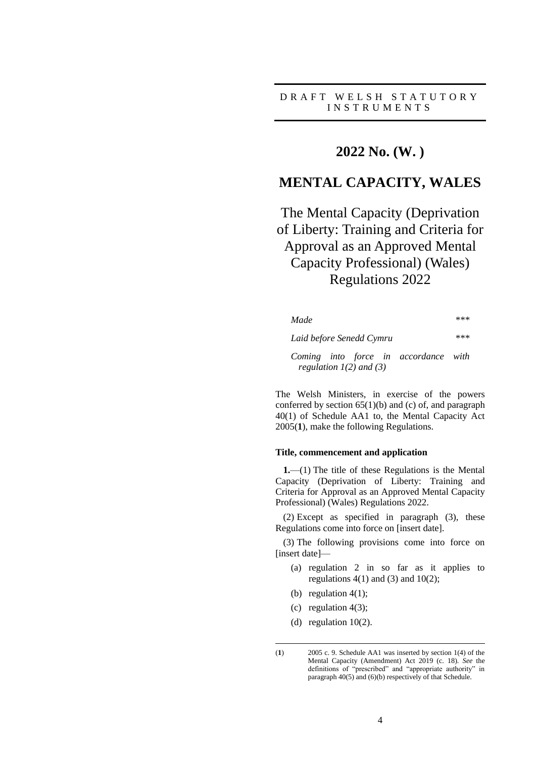DRAFT WELSH STATUTORY INSTRUMENTS

# 2022 No. (W. )

# MENTAL CAPACITY, WALES

## The Mental Capacity (Deprivation of Liberty: Training and Criteria for Approval as an Approved Mental Capacity Professional) (Wales) Regulations 2022

| | |
|---|---|
| *Made* | \*\*\* |
| *Laid before Senedd Cymru* | \*\*\* |
| *Coming into force in accordance with regulation 1(2) and (3)* | |

The Welsh Ministers, in exercise of the powers conferred by section 65(1)(b) and (c) of, and paragraph 40(1) of Schedule AA1 to, the Mental Capacity Act 2005([1]), make the following Regulations.

**Title, commencement and application**

**1.**—(1) The title of these Regulations is the Mental Capacity (Deprivation of Liberty: Training and Criteria for Approval as an Approved Mental Capacity Professional) (Wales) Regulations 2022.

(2) Except as specified in paragraph (3), these Regulations come into force on [insert date].

(3) The following provisions come into force on [insert date]—

(a) regulation 2 in so far as it applies to regulations 4(1) and (3) and 10(2);

(b) regulation 4(1);

(c) regulation 4(3);

(d) regulation 10(2).

---

([1]) 2005 c. 9. Schedule AA1 was inserted by section 1(4) of the Mental Capacity (Amendment) Act 2019 (c. 18). *See* the definitions of "prescribed" and "appropriate authority" in paragraph 40(5) and (6)(b) respectively of that Schedule.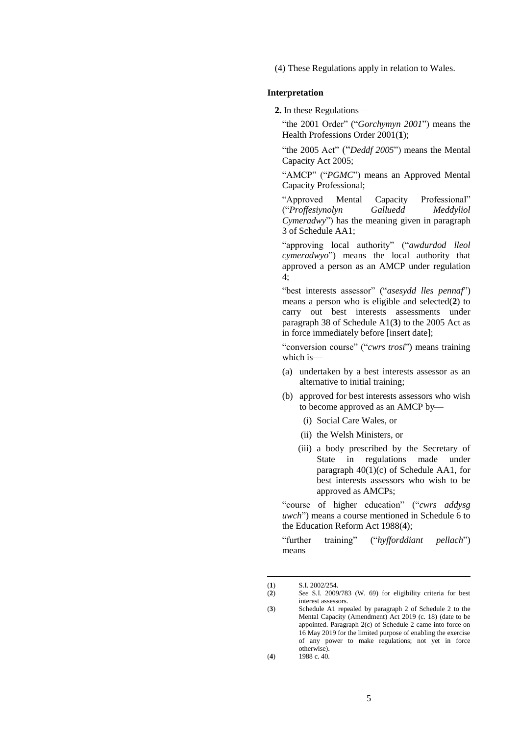(4) These Regulations apply in relation to Wales.

**Interpretation**

**2.** In these Regulations—

"the 2001 Order" ("*Gorchymyn 2001*") means the Health Professions Order 2001([1]);

"the 2005 Act" ("*Deddf 2005*") means the Mental Capacity Act 2005;

"AMCP" ("*PGMC*") means an Approved Mental Capacity Professional;

"Approved Mental Capacity Professional" ("*Proffesiynolyn Galluedd Meddyliol Cymeradwy*") has the meaning given in paragraph 3 of Schedule AA1;

"approving local authority" ("*awdurdod lleol cymeradwyo*") means the local authority that approved a person as an AMCP under regulation 4;

"best interests assessor" ("*asesydd lles pennaf*") means a person who is eligible and selected([2]) to carry out best interests assessments under paragraph 38 of Schedule A1([3]) to the 2005 Act as in force immediately before [insert date];

"conversion course" ("*cwrs trosi*") means training which is—

(a) undertaken by a best interests assessor as an alternative to initial training;

(b) approved for best interests assessors who wish to become approved as an AMCP by—

(i) Social Care Wales, or

(ii) the Welsh Ministers, or

(iii) a body prescribed by the Secretary of State in regulations made under paragraph 40(1)(c) of Schedule AA1, for best interests assessors who wish to be approved as AMCPs;

"course of higher education" ("*cwrs addysg uwch*") means a course mentioned in Schedule 6 to the Education Reform Act 1988([4]);

"further training" ("*hyfforddiant pellach*") means—

---

([1]) S.I. 2002/254.

([2]) *See* S.I. 2009/783 (W. 69) for eligibility criteria for best interest assessors.

([3]) Schedule A1 repealed by paragraph 2 of Schedule 2 to the Mental Capacity (Amendment) Act 2019 (c. 18) (date to be appointed. Paragraph 2(c) of Schedule 2 came into force on 16 May 2019 for the limited purpose of enabling the exercise of any power to make regulations; not yet in force otherwise).

([4]) 1988 c. 40.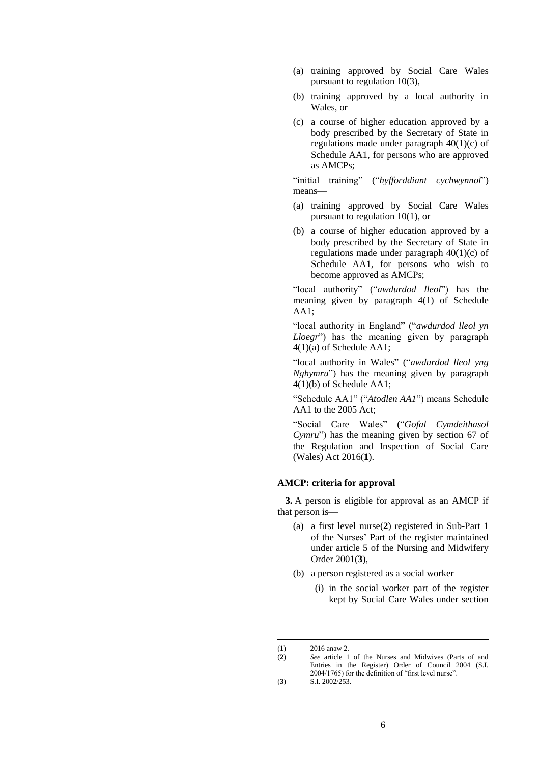(a) training approved by Social Care Wales pursuant to regulation 10(3),

(b) training approved by a local authority in Wales, or

(c) a course of higher education approved by a body prescribed by the Secretary of State in regulations made under paragraph 40(1)(c) of Schedule AA1, for persons who are approved as AMCPs;

"initial training" ("*hyfforddiant cychwynnol*") means—

(a) training approved by Social Care Wales pursuant to regulation 10(1), or

(b) a course of higher education approved by a body prescribed by the Secretary of State in regulations made under paragraph 40(1)(c) of Schedule AA1, for persons who wish to become approved as AMCPs;

"local authority" ("*awdurdod lleol*") has the meaning given by paragraph 4(1) of Schedule AA1;

"local authority in England" ("*awdurdod lleol yn Lloegr*") has the meaning given by paragraph 4(1)(a) of Schedule AA1;

"local authority in Wales" ("*awdurdod lleol yng Nghymru*") has the meaning given by paragraph 4(1)(b) of Schedule AA1;

"Schedule AA1" ("*Atodlen AA1*") means Schedule AA1 to the 2005 Act;

"Social Care Wales" ("*Gofal Cymdeithasol Cymru*") has the meaning given by section 67 of the Regulation and Inspection of Social Care (Wales) Act 2016(**1**).

**AMCP: criteria for approval**

**3.** A person is eligible for approval as an AMCP if that person is—

(a) a first level nurse(**2**) registered in Sub-Part 1 of the Nurses' Part of the register maintained under article 5 of the Nursing and Midwifery Order 2001(**3**),

(b) a person registered as a social worker—

(i) in the social worker part of the register kept by Social Care Wales under section

---

(**1**) 2016 anaw 2.

(**2**) *See* article 1 of the Nurses and Midwives (Parts of and Entries in the Register) Order of Council 2004 (S.I. 2004/1765) for the definition of "first level nurse".

(**3**) S.I. 2002/253.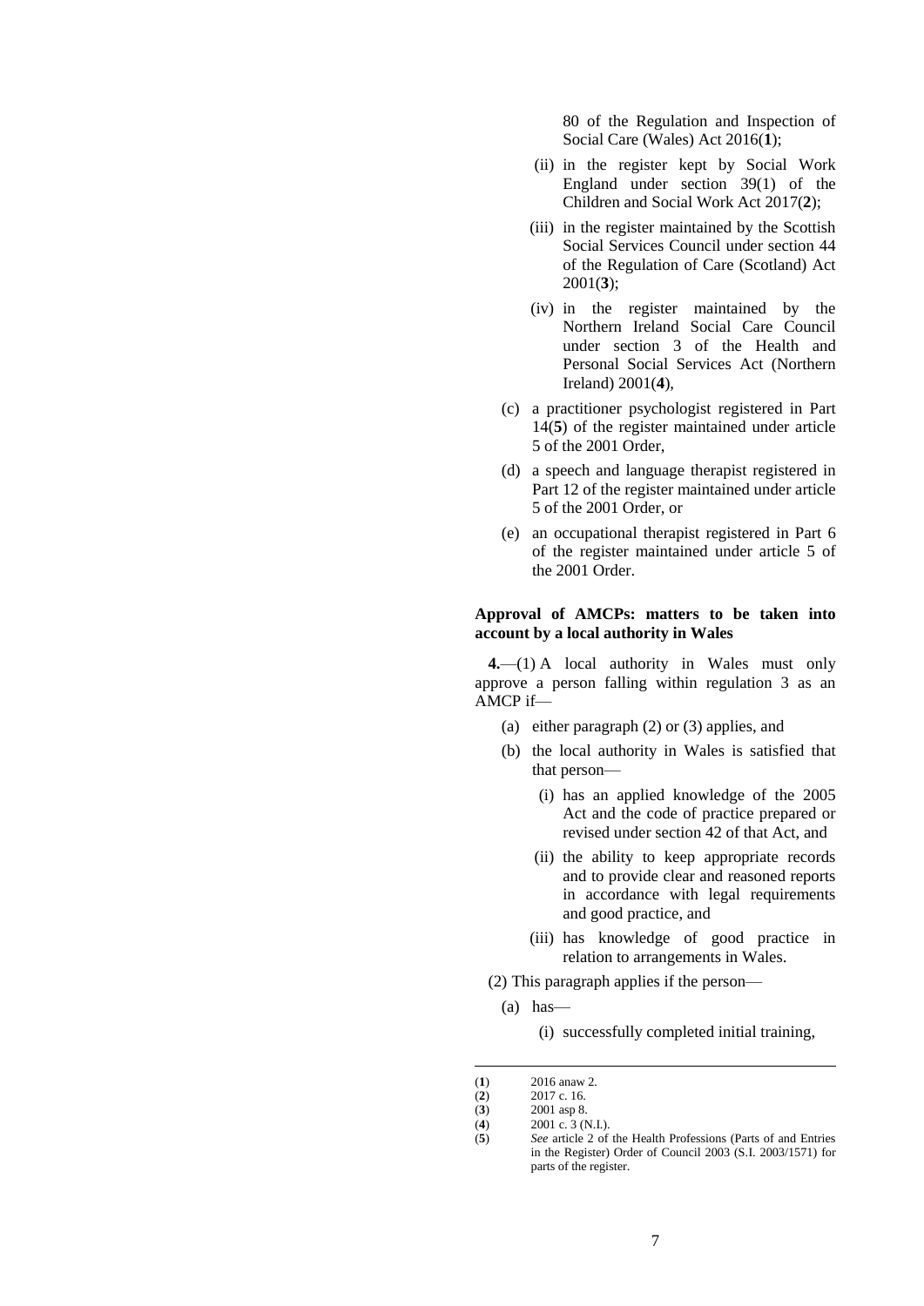80 of the Regulation and Inspection of Social Care (Wales) Act 2016(1);

- (ii) in the register kept by Social Work England under section 39(1) of the Children and Social Work Act 2017(2);
- (iii) in the register maintained by the Scottish Social Services Council under section 44 of the Regulation of Care (Scotland) Act 2001(3);
- (iv) in the register maintained by the Northern Ireland Social Care Council under section 3 of the Health and Personal Social Services Act (Northern Ireland) 2001(4),

(c) a practitioner psychologist registered in Part 14(5) of the register maintained under article 5 of the 2001 Order,

(d) a speech and language therapist registered in Part 12 of the register maintained under article 5 of the 2001 Order, or

(e) an occupational therapist registered in Part 6 of the register maintained under article 5 of the 2001 Order.

**Approval of AMCPs: matters to be taken into account by a local authority in Wales**

**4.**—(1) A local authority in Wales must only approve a person falling within regulation 3 as an AMCP if—

(a) either paragraph (2) or (3) applies, and

(b) the local authority in Wales is satisfied that that person—

- (i) has an applied knowledge of the 2005 Act and the code of practice prepared or revised under section 42 of that Act, and
- (ii) the ability to keep appropriate records and to provide clear and reasoned reports in accordance with legal requirements and good practice, and
- (iii) has knowledge of good practice in relation to arrangements in Wales.

(2) This paragraph applies if the person—

(a) has—

- (i) successfully completed initial training,

---

(1) 2016 anaw 2.

(2) 2017 c. 16.

(3) 2001 asp 8.

(4) 2001 c. 3 (N.I.).

(5) *See* article 2 of the Health Professions (Parts of and Entries in the Register) Order of Council 2003 (S.I. 2003/1571) for parts of the register.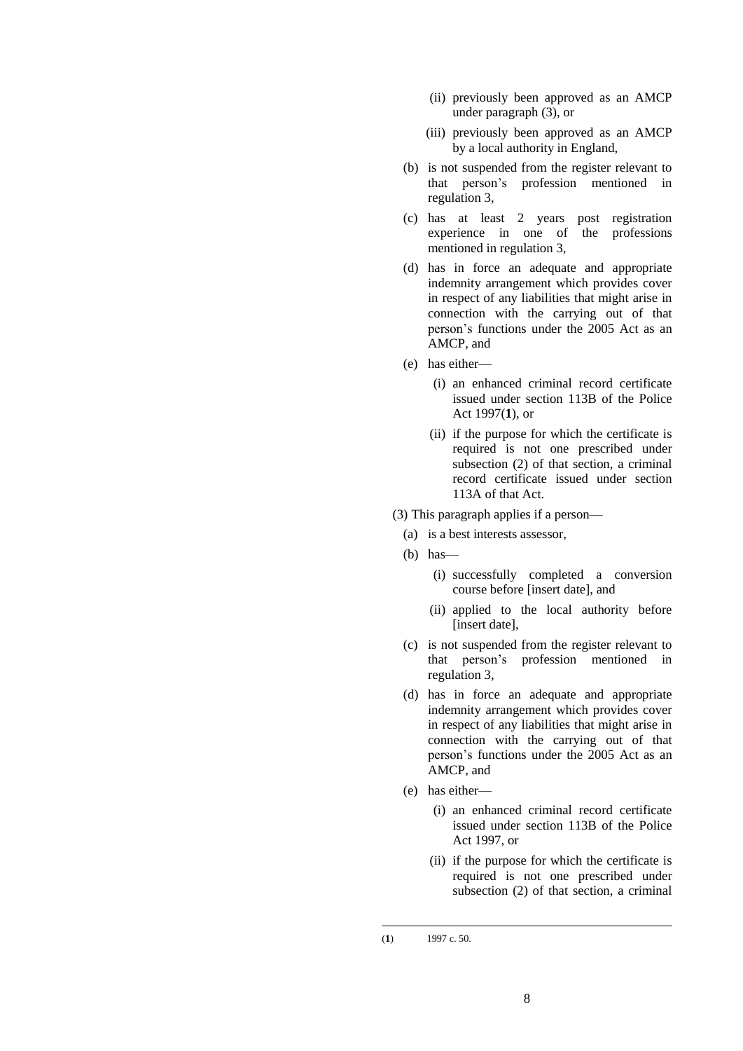(ii) previously been approved as an AMCP under paragraph (3), or

(iii) previously been approved as an AMCP by a local authority in England,

(b) is not suspended from the register relevant to that person's profession mentioned in regulation 3,

(c) has at least 2 years post registration experience in one of the professions mentioned in regulation 3,

(d) has in force an adequate and appropriate indemnity arrangement which provides cover in respect of any liabilities that might arise in connection with the carrying out of that person's functions under the 2005 Act as an AMCP, and

(e) has either—

(i) an enhanced criminal record certificate issued under section 113B of the Police Act 1997([1]), or

(ii) if the purpose for which the certificate is required is not one prescribed under subsection (2) of that section, a criminal record certificate issued under section 113A of that Act.

(3) This paragraph applies if a person—

(a) is a best interests assessor,

(b) has—

(i) successfully completed a conversion course before [insert date], and

(ii) applied to the local authority before [insert date],

(c) is not suspended from the register relevant to that person's profession mentioned in regulation 3,

(d) has in force an adequate and appropriate indemnity arrangement which provides cover in respect of any liabilities that might arise in connection with the carrying out of that person's functions under the 2005 Act as an AMCP, and

(e) has either—

(i) an enhanced criminal record certificate issued under section 113B of the Police Act 1997, or

(ii) if the purpose for which the certificate is required is not one prescribed under subsection (2) of that section, a criminal

---

(1) 1997 c. 50.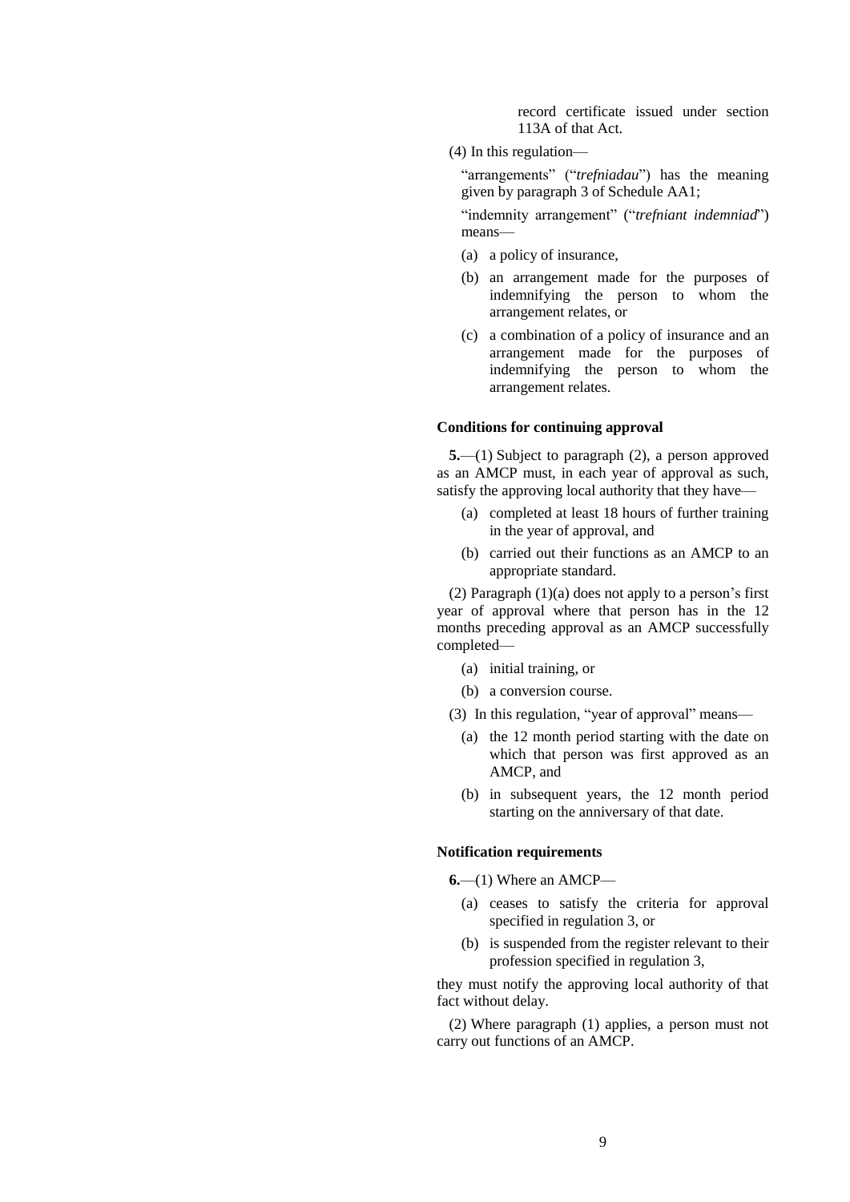record certificate issued under section 113A of that Act.

(4) In this regulation—

"arrangements" ("*trefniadau*") has the meaning given by paragraph 3 of Schedule AA1;

"indemnity arrangement" ("*trefniant indemniad*") means—

(a) a policy of insurance,

(b) an arrangement made for the purposes of indemnifying the person to whom the arrangement relates, or

(c) a combination of a policy of insurance and an arrangement made for the purposes of indemnifying the person to whom the arrangement relates.

### Conditions for continuing approval

**5.**—(1) Subject to paragraph (2), a person approved as an AMCP must, in each year of approval as such, satisfy the approving local authority that they have—

(a) completed at least 18 hours of further training in the year of approval, and

(b) carried out their functions as an AMCP to an appropriate standard.

(2) Paragraph (1)(a) does not apply to a person's first year of approval where that person has in the 12 months preceding approval as an AMCP successfully completed—

(a) initial training, or

(b) a conversion course.

(3) In this regulation, "year of approval" means—

(a) the 12 month period starting with the date on which that person was first approved as an AMCP, and

(b) in subsequent years, the 12 month period starting on the anniversary of that date.

### Notification requirements

**6.**—(1) Where an AMCP—

(a) ceases to satisfy the criteria for approval specified in regulation 3, or

(b) is suspended from the register relevant to their profession specified in regulation 3,

they must notify the approving local authority of that fact without delay.

(2) Where paragraph (1) applies, a person must not carry out functions of an AMCP.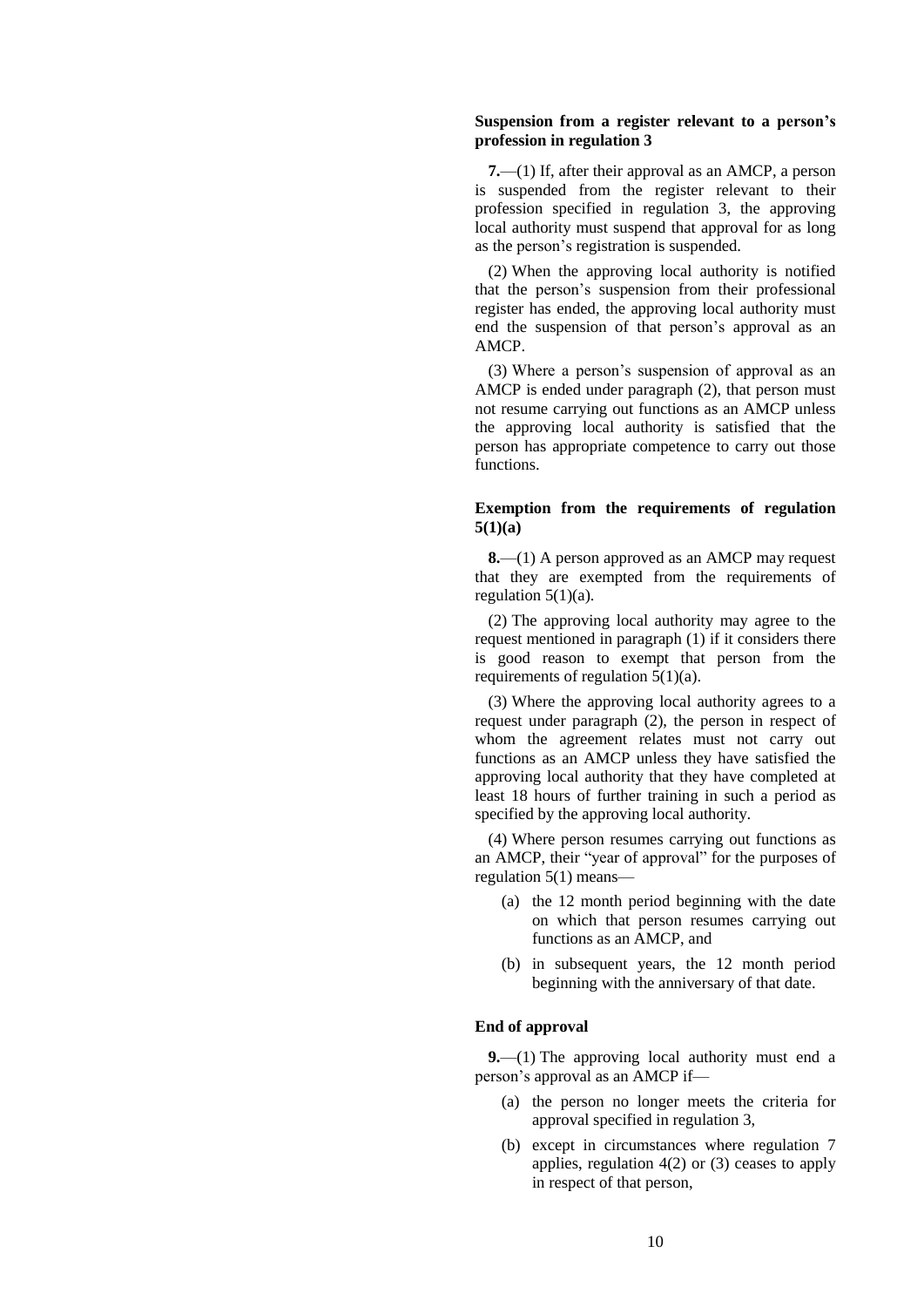**Suspension from a register relevant to a person's profession in regulation 3**

**7.**—(1) If, after their approval as an AMCP, a person is suspended from the register relevant to their profession specified in regulation 3, the approving local authority must suspend that approval for as long as the person's registration is suspended.

(2) When the approving local authority is notified that the person's suspension from their professional register has ended, the approving local authority must end the suspension of that person's approval as an AMCP.

(3) Where a person's suspension of approval as an AMCP is ended under paragraph (2), that person must not resume carrying out functions as an AMCP unless the approving local authority is satisfied that the person has appropriate competence to carry out those functions.

**Exemption from the requirements of regulation 5(1)(a)**

**8.**—(1) A person approved as an AMCP may request that they are exempted from the requirements of regulation 5(1)(a).

(2) The approving local authority may agree to the request mentioned in paragraph (1) if it considers there is good reason to exempt that person from the requirements of regulation 5(1)(a).

(3) Where the approving local authority agrees to a request under paragraph (2), the person in respect of whom the agreement relates must not carry out functions as an AMCP unless they have satisfied the approving local authority that they have completed at least 18 hours of further training in such a period as specified by the approving local authority.

(4) Where person resumes carrying out functions as an AMCP, their "year of approval" for the purposes of regulation 5(1) means—

(a) the 12 month period beginning with the date on which that person resumes carrying out functions as an AMCP, and

(b) in subsequent years, the 12 month period beginning with the anniversary of that date.

**End of approval**

**9.**—(1) The approving local authority must end a person's approval as an AMCP if—

(a) the person no longer meets the criteria for approval specified in regulation 3,

(b) except in circumstances where regulation 7 applies, regulation 4(2) or (3) ceases to apply in respect of that person,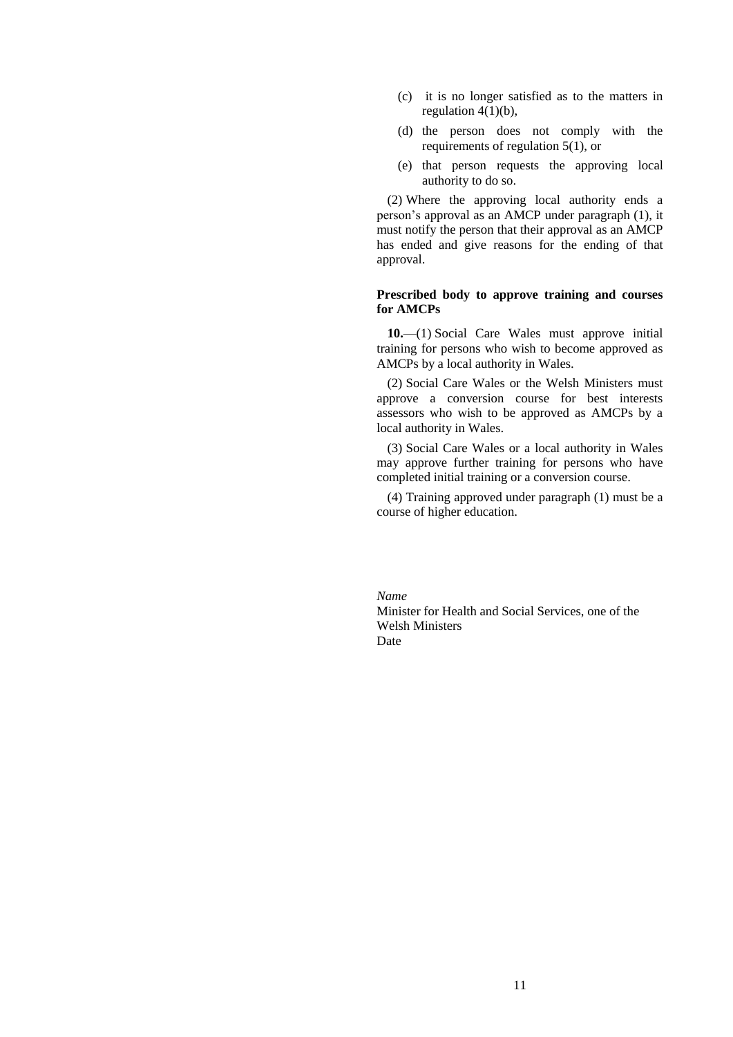(c) it is no longer satisfied as to the matters in regulation 4(1)(b),

(d) the person does not comply with the requirements of regulation 5(1), or

(e) that person requests the approving local authority to do so.

(2) Where the approving local authority ends a person's approval as an AMCP under paragraph (1), it must notify the person that their approval as an AMCP has ended and give reasons for the ending of that approval.

**Prescribed body to approve training and courses for AMCPs**

**10.**—(1) Social Care Wales must approve initial training for persons who wish to become approved as AMCPs by a local authority in Wales.

(2) Social Care Wales or the Welsh Ministers must approve a conversion course for best interests assessors who wish to be approved as AMCPs by a local authority in Wales.

(3) Social Care Wales or a local authority in Wales may approve further training for persons who have completed initial training or a conversion course.

(4) Training approved under paragraph (1) must be a course of higher education.

*Name*
Minister for Health and Social Services, one of the Welsh Ministers
Date